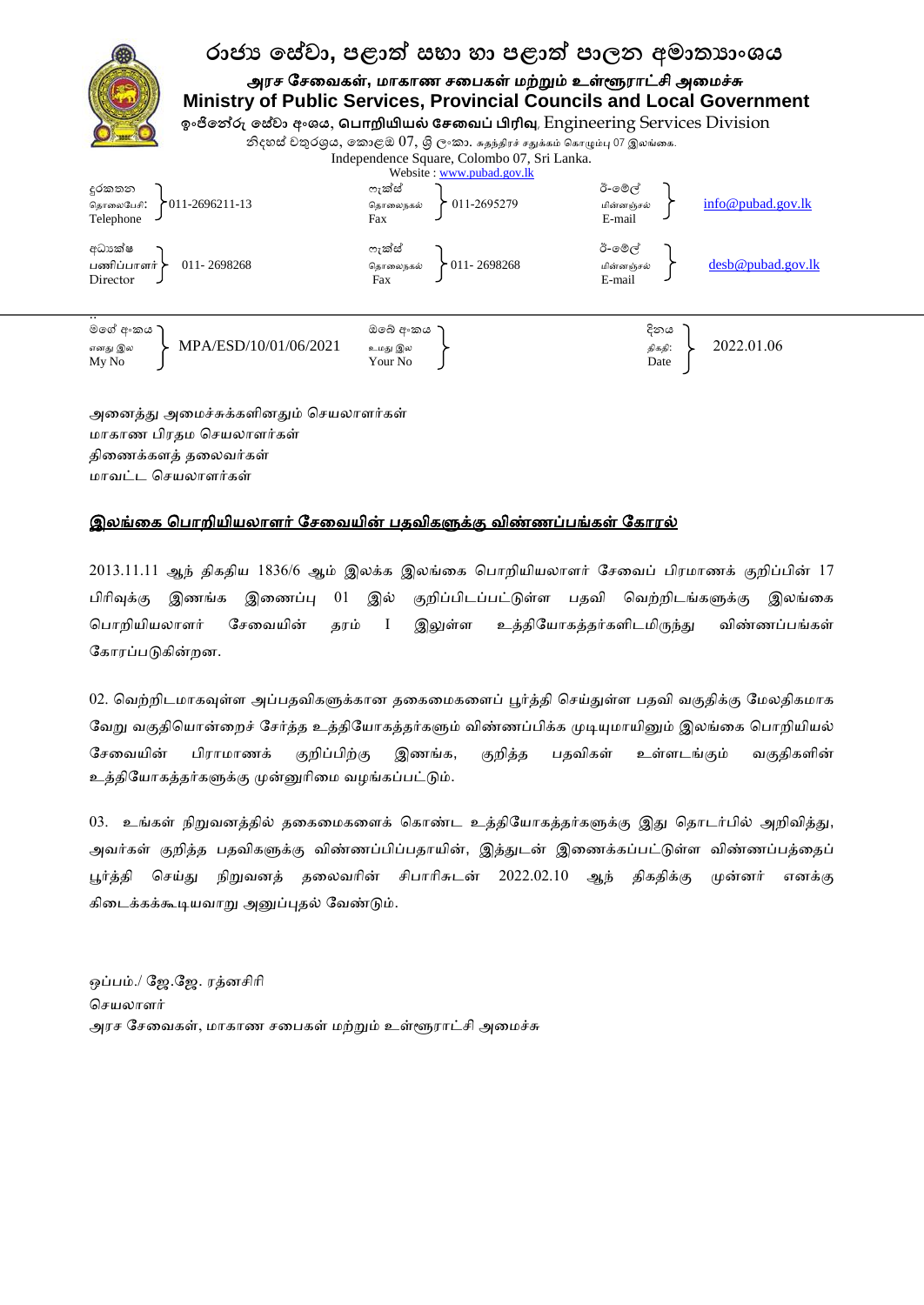# රාජ්‍ය සේවා, පළාත් සභා හා පළාත් පාලන අමාත්‍යාංශය

## அரச சேவைகள், மாகாண சபைகள் மற்றும் உள்ளூராட்சி அமைச்சு

## Ministry of Public Services, Provincial Councils and Local Government

ඉංජිනේරු සේවා අංශය, பொறியியல் சேவைப் பிரிவு, Engineering Services Division

නිදහස් චතුරශ්‍රය, කොළඹ 07, ශ්‍රී ලංකා. சுதந்திரச் சதுக்கம் கொழும்பு 07 இலங்கை.

Independence Square, Colombo 07, Sri Lanka.

Website : www.pubad.gov.lk

| | | | | | |
|---|---|---|---|---|---|
| දුරකතන / தொலைபேசி / Telephone | 011-2696211-13 | ෆැක්ස් / தொலைநகல் / Fax | 011-2695279 | ඊ-මේල් / மின்னஞ்சல் / E-mail | info@pubad.gov.lk |
| අධ්‍යක්ෂ / பணிப்பாளர் / Director | 011- 2698268 | ෆැක්ස් / தொலைநகல் / Fax | 011- 2698268 | ඊ-මේල් / மின்னஞ்சல் / E-mail | desb@pubad.gov.lk |

| | | | | | |
|---|---|---|---|---|---|
| මගේ අංකය / எனது இல / My No | MPA/ESD/10/01/06/2021 | ඔබේ අංකය / உமது இல / Your No | | දිනය / திகதி: / Date | 2022.01.06 |

அனைத்து அமைச்சுக்களினதும் செயலாளர்கள்
மாகாண பிரதம செயலாளர்கள்
திணைக்களத் தலைவர்கள்
மாவட்ட செயலாளர்கள்

**இலங்கை பொறியியலாளர் சேவையின் பதவிகளுக்கு விண்ணப்பங்கள் கோரல்**

2013.11.11 ஆந் திகதிய 1836/6 ஆம் இலக்க இலங்கை பொறியியலாளர் சேவைப் பிரமாணக் குறிப்பின் 17 பிரிவுக்கு இணங்க இணைப்பு 01 இல் குறிப்பிடப்பட்டுள்ள பதவி வெற்றிடங்களுக்கு இலங்கை பொறியியலாளர் சேவையின் தரம் I இலுள்ள உத்தியோகத்தர்களிடமிருந்து விண்ணப்பங்கள் கோரப்படுகின்றன.

02. வெற்றிடமாகவுள்ள அப்பதவிகளுக்கான தகைமைகளைப் பூர்த்தி செய்துள்ள பதவி வகுதிக்கு மேலதிகமாக வேறு வகுதியொன்றைச் சேர்ந்த உத்தியோகத்தர்களும் விண்ணப்பிக்க முடியுமாயினும் இலங்கை பொறியியல் சேவையின் பிராமாணக் குறிப்பிற்கு இணங்க, குறித்த பதவிகள் உள்ளடங்கும் வகுதிகளின் உத்தியோகத்தர்களுக்கு முன்னுரிமை வழங்கப்பட்டும்.

03. உங்கள் நிறுவனத்தில் தகைமைகளைக் கொண்ட உத்தியோகத்தர்களுக்கு இது தொடர்பில் அறிவித்து, அவர்கள் குறித்த பதவிகளுக்கு விண்ணப்பிப்பதாயின், இத்துடன் இணைக்கப்பட்டுள்ள விண்ணப்பத்தைப் பூர்த்தி செய்து நிறுவனத் தலைவரின் சிபாரிசுடன் 2022.02.10 ஆந் திகதிக்கு முன்னர் எனக்கு கிடைக்கக்கூடியவாறு அனுப்புதல் வேண்டும்.

ஒப்பம்./ ஜே.ஜே. ரத்னசிரி
செயலாளர்
அரச சேவைகள், மாகாண சபைகள் மற்றும் உள்ளூராட்சி அமைச்சு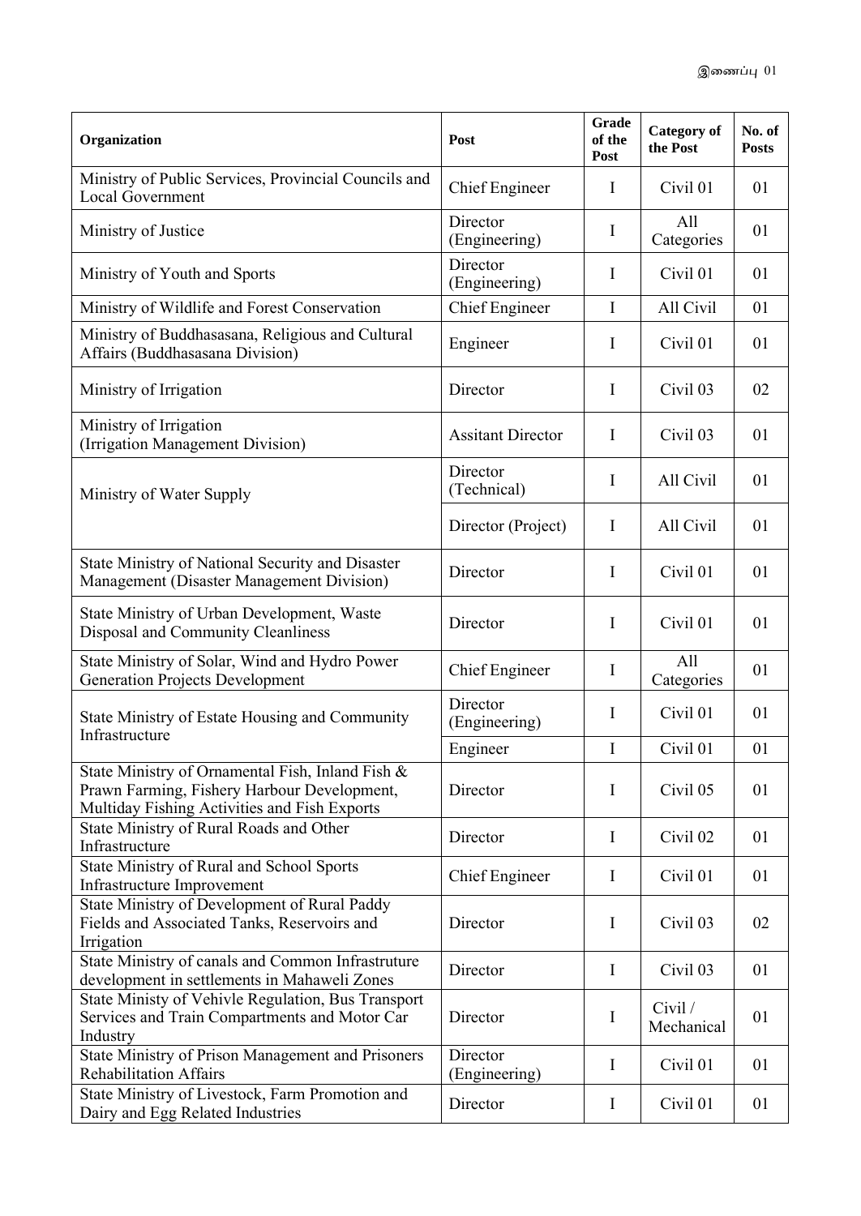இணைப்பு 01

| Organization | Post | Grade of the Post | Category of the Post | No. of Posts |
| --- | --- | --- | --- | --- |
| Ministry of Public Services, Provincial Councils and Local Government | Chief Engineer | I | Civil 01 | 01 |
| Ministry of Justice | Director (Engineering) | I | All Categories | 01 |
| Ministry of Youth and Sports | Director (Engineering) | I | Civil 01 | 01 |
| Ministry of Wildlife and Forest Conservation | Chief Engineer | I | All Civil | 01 |
| Ministry of Buddhasasana, Religious and Cultural Affairs (Buddhasasana Division) | Engineer | I | Civil 01 | 01 |
| Ministry of Irrigation | Director | I | Civil 03 | 02 |
| Ministry of Irrigation (Irrigation Management Division) | Assitant Director | I | Civil 03 | 01 |
| Ministry of Water Supply | Director (Technical) | I | All Civil | 01 |
| | Director (Project) | I | All Civil | 01 |
| State Ministry of National Security and Disaster Management (Disaster Management Division) | Director | I | Civil 01 | 01 |
| State Ministry of Urban Development, Waste Disposal and Community Cleanliness | Director | I | Civil 01 | 01 |
| State Ministry of Solar, Wind and Hydro Power Generation Projects Development | Chief Engineer | I | All Categories | 01 |
| State Ministry of Estate Housing and Community Infrastructure | Director (Engineering) | I | Civil 01 | 01 |
| | Engineer | I | Civil 01 | 01 |
| State Ministry of Ornamental Fish, Inland Fish & Prawn Farming, Fishery Harbour Development, Multiday Fishing Activities and Fish Exports | Director | I | Civil 05 | 01 |
| State Ministry of Rural Roads and Other Infrastructure | Director | I | Civil 02 | 01 |
| State Ministry of Rural and School Sports Infrastructure Improvement | Chief Engineer | I | Civil 01 | 01 |
| State Ministry of Development of Rural Paddy Fields and Associated Tanks, Reservoirs and Irrigation | Director | I | Civil 03 | 02 |
| State Ministry of canals and Common Infrastruture development in settlements in Mahaweli Zones | Director | I | Civil 03 | 01 |
| State Ministy of Vehivle Regulation, Bus Transport Services and Train Compartments and Motor Car Industry | Director | I | Civil / Mechanical | 01 |
| State Ministry of Prison Management and Prisoners Rehabilitation Affairs | Director (Engineering) | I | Civil 01 | 01 |
| State Ministry of Livestock, Farm Promotion and Dairy and Egg Related Industries | Director | I | Civil 01 | 01 |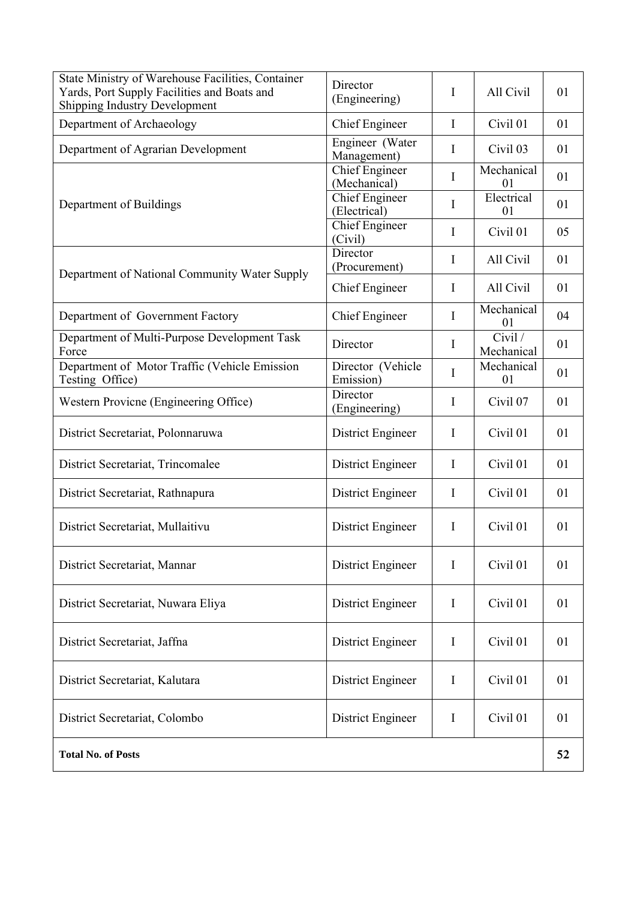| | | | | |
|---|---|---|---|---|
| State Ministry of Warehouse Facilities, Container Yards, Port Supply Facilities and Boats and Shipping Industry Development | Director (Engineering) | I | All Civil | 01 |
| Department of Archaeology | Chief Engineer | I | Civil 01 | 01 |
| Department of Agrarian Development | Engineer (Water Management) | I | Civil 03 | 01 |
| Department of Buildings | Chief Engineer (Mechanical) | I | Mechanical 01 | 01 |
| | Chief Engineer (Electrical) | I | Electrical 01 | 01 |
| | Chief Engineer (Civil) | I | Civil 01 | 05 |
| Department of National Community Water Supply | Director (Procurement) | I | All Civil | 01 |
| | Chief Engineer | I | All Civil | 01 |
| Department of Government Factory | Chief Engineer | I | Mechanical 01 | 04 |
| Department of Multi-Purpose Development Task Force | Director | I | Civil / Mechanical | 01 |
| Department of Motor Traffic (Vehicle Emission Testing Office) | Director (Vehicle Emission) | I | Mechanical 01 | 01 |
| Western Provicne (Engineering Office) | Director (Engineering) | I | Civil 07 | 01 |
| District Secretariat, Polonnaruwa | District Engineer | I | Civil 01 | 01 |
| District Secretariat, Trincomalee | District Engineer | I | Civil 01 | 01 |
| District Secretariat, Rathnapura | District Engineer | I | Civil 01 | 01 |
| District Secretariat, Mullaitivu | District Engineer | I | Civil 01 | 01 |
| District Secretariat, Mannar | District Engineer | I | Civil 01 | 01 |
| District Secretariat, Nuwara Eliya | District Engineer | I | Civil 01 | 01 |
| District Secretariat, Jaffna | District Engineer | I | Civil 01 | 01 |
| District Secretariat, Kalutara | District Engineer | I | Civil 01 | 01 |
| District Secretariat, Colombo | District Engineer | I | Civil 01 | 01 |
| **Total No. of Posts** | | | | **52** |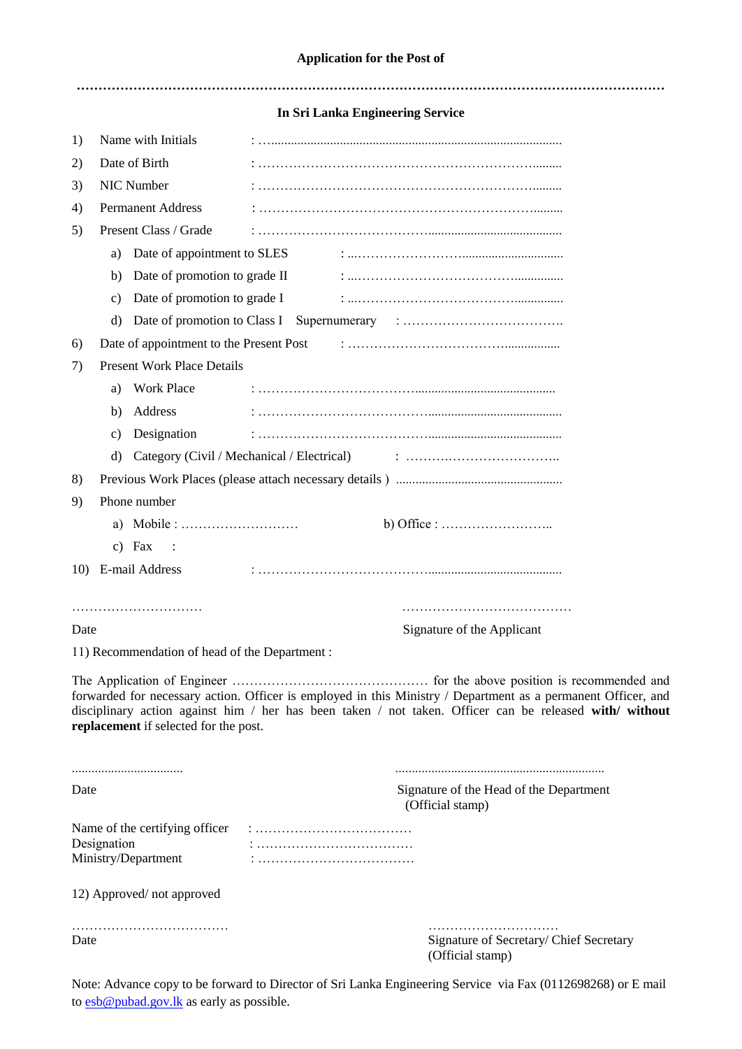**Application for the Post of**

**…………………………………………………………………………………………………………………………**

**In Sri Lanka Engineering Service**

1) Name with Initials : …...........................................................................................

2) Date of Birth : …………………………………………………………….........

3) NIC Number : …………………………………………………………….........

4) Permanent Address : ………………………………………………………….........

5) Present Class / Grade : ………………………………….........................................

   a) Date of appointment to SLES : ...…………………….............................

   b) Date of promotion to grade II : ...………………………………..............

   c) Date of promotion to grade I : ...………………………………..............

   d) Date of promotion to Class I Supernumerary : ……………………………….

6) Date of appointment to the Present Post : ………………………………................

7) Present Work Place Details

   a) Work Place : ………………………………..........................................

   b) Address : …………………………………........................................

   c) Designation : …………………………………........................................

   d) Category (Civil / Mechanical / Electrical) : ………….…………………..

8) Previous Work Places (please attach necessary details ) ...................................................

9) Phone number

   a) Mobile : ………………………  b) Office : ……………………..

   c) Fax :

10) E-mail Address : …………………………………........................................

…………………………  …………………………………

Date  Signature of the Applicant

11) Recommendation of head of the Department :

The Application of Engineer ……………………………………… for the above position is recommended and forwarded for necessary action. Officer is employed in this Ministry / Department as a permanent Officer, and disciplinary action against him / her has been taken / not taken. Officer can be released **with/ without replacement** if selected for the post.

..................................  ................................................................

Date  Signature of the Head of the Department
(Official stamp)

Name of the certifying officer : ………………………………
Designation : ………………………………
Ministry/Department : ………………………………

12) Approved/ not approved

………………………………  …………………………

Date  Signature of Secretary/ Chief Secretary
(Official stamp)

Note: Advance copy to be forward to Director of Sri Lanka Engineering Service via Fax (0112698268) or E mail to esb@pubad.gov.lk as early as possible.